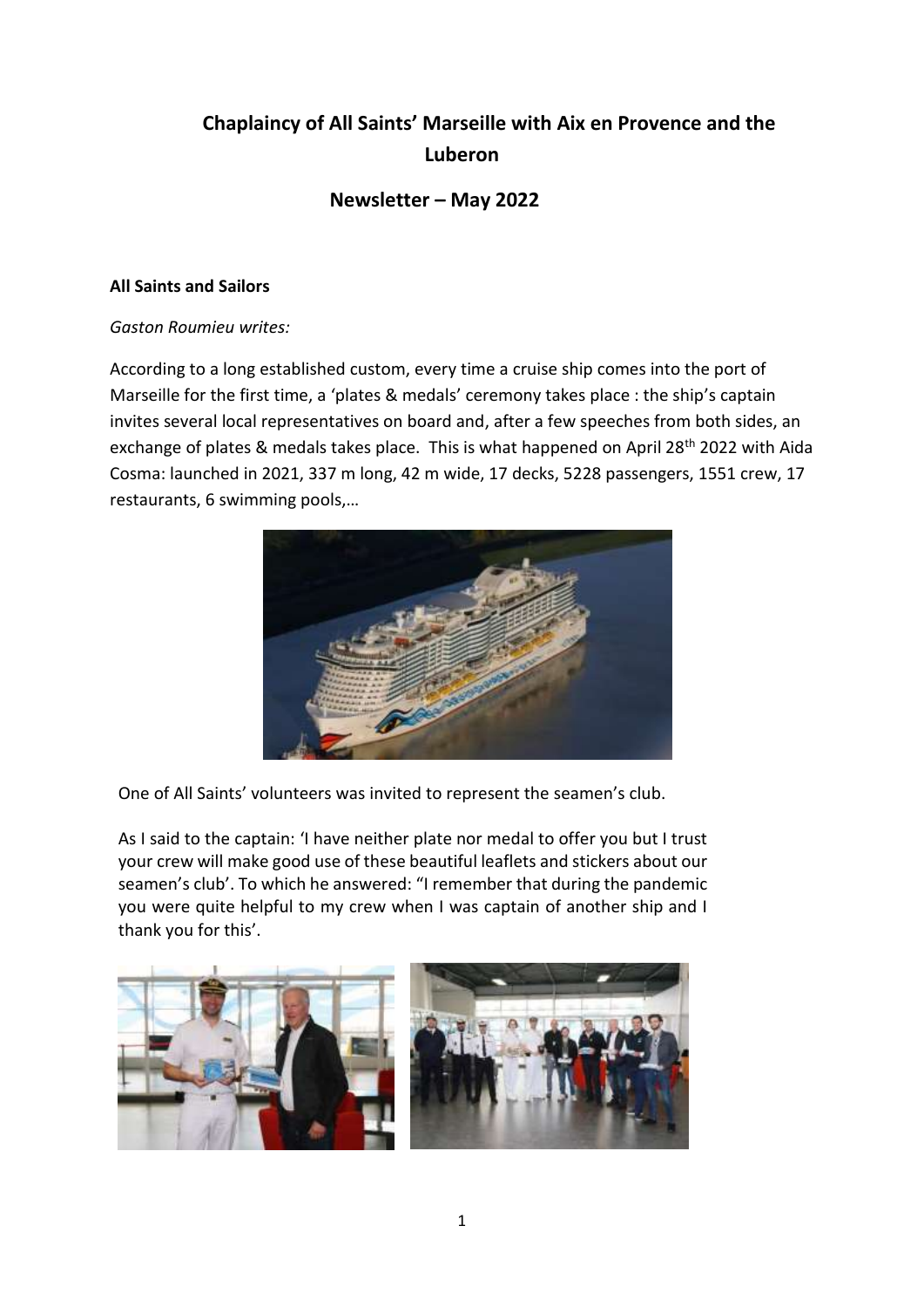# Chaplaincy of All Saints' Marseille with Aix en Provence and the Luberon

## Newsletter – May 2022

### All Saints and Sailors

*Gaston Roumieu writes:*

According to a long established custom, every time a cruise ship comes into the port of Marseille for the first time, a 'plates & medals' ceremony takes place : the ship's captain invites several local representatives on board and, after a few speeches from both sides, an exchange of plates & medals takes place. This is what happened on April 28th 2022 with Aida Cosma: launched in 2021, 337 m long, 42 m wide, 17 decks, 5228 passengers, 1551 crew, 17 restaurants, 6 swimming pools,…

One of All Saints' volunteers was invited to represent the seamen's club.

As I said to the captain: 'I have neither plate nor medal to offer you but I trust your crew will make good use of these beautiful leaflets and stickers about our seamen's club'. To which he answered: "I remember that during the pandemic you were quite helpful to my crew when I was captain of another ship and I thank you for this'.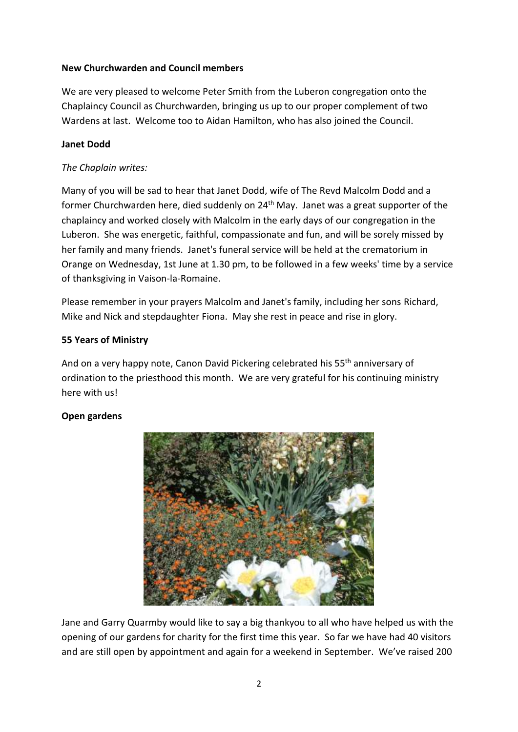**New Churchwarden and Council members**

We are very pleased to welcome Peter Smith from the Luberon congregation onto the Chaplaincy Council as Churchwarden, bringing us up to our proper complement of two Wardens at last. Welcome too to Aidan Hamilton, who has also joined the Council.

**Janet Dodd**

*The Chaplain writes:*

Many of you will be sad to hear that Janet Dodd, wife of The Revd Malcolm Dodd and a former Churchwarden here, died suddenly on 24th May. Janet was a great supporter of the chaplaincy and worked closely with Malcolm in the early days of our congregation in the Luberon. She was energetic, faithful, compassionate and fun, and will be sorely missed by her family and many friends. Janet's funeral service will be held at the crematorium in Orange on Wednesday, 1st June at 1.30 pm, to be followed in a few weeks' time by a service of thanksgiving in Vaison-la-Romaine.

Please remember in your prayers Malcolm and Janet's family, including her sons Richard, Mike and Nick and stepdaughter Fiona. May she rest in peace and rise in glory.

**55 Years of Ministry**

And on a very happy note, Canon David Pickering celebrated his 55th anniversary of ordination to the priesthood this month. We are very grateful for his continuing ministry here with us!

**Open gardens**

Jane and Garry Quarmby would like to say a big thankyou to all who have helped us with the opening of our gardens for charity for the first time this year. So far we have had 40 visitors and are still open by appointment and again for a weekend in September. We've raised 200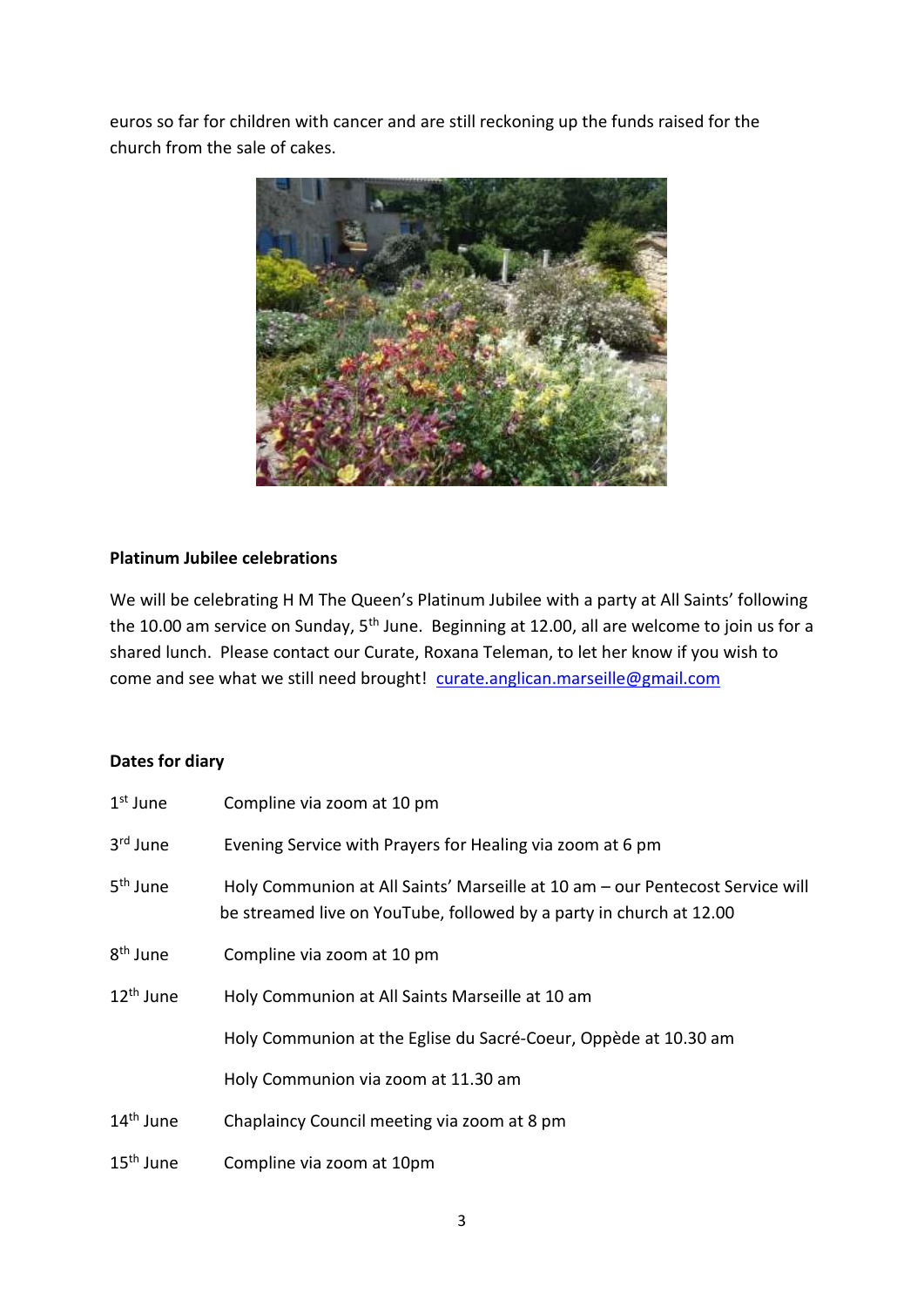euros so far for children with cancer and are still reckoning up the funds raised for the church from the sale of cakes.

**Platinum Jubilee celebrations**

We will be celebrating H M The Queen's Platinum Jubilee with a party at All Saints' following the 10.00 am service on Sunday, 5th June. Beginning at 12.00, all are welcome to join us for a shared lunch. Please contact our Curate, Roxana Teleman, to let her know if you wish to come and see what we still need brought! curate.anglican.marseille@gmail.com

**Dates for diary**

| | |
|---|---|
| 1st June | Compline via zoom at 10 pm |
| 3rd June | Evening Service with Prayers for Healing via zoom at 6 pm |
| 5th June | Holy Communion at All Saints' Marseille at 10 am – our Pentecost Service will be streamed live on YouTube, followed by a party in church at 12.00 |
| 8th June | Compline via zoom at 10 pm |
| 12th June | Holy Communion at All Saints Marseille at 10 am |
| | Holy Communion at the Eglise du Sacré-Coeur, Oppède at 10.30 am |
| | Holy Communion via zoom at 11.30 am |
| 14th June | Chaplaincy Council meeting via zoom at 8 pm |
| 15th June | Compline via zoom at 10pm |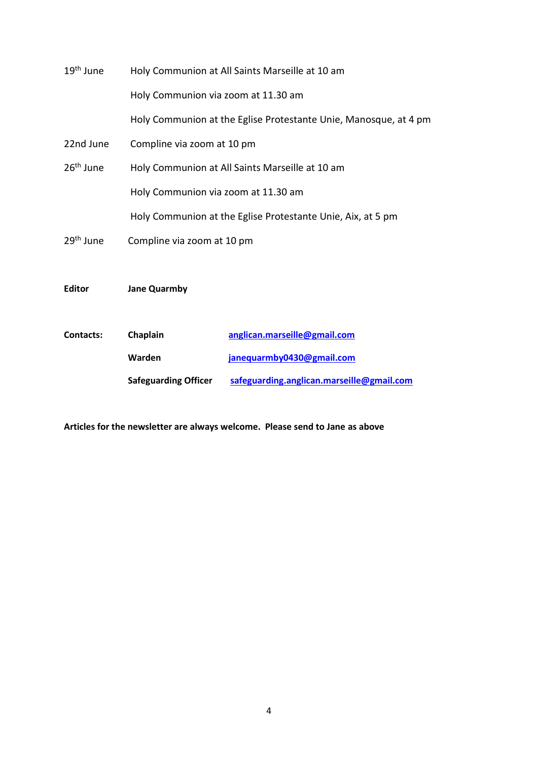| | |
|---|---|
| 19th June | Holy Communion at All Saints Marseille at 10 am |
| | Holy Communion via zoom at 11.30 am |
| | Holy Communion at the Eglise Protestante Unie, Manosque, at 4 pm |
| 22nd June | Compline via zoom at 10 pm |
| 26th June | Holy Communion at All Saints Marseille at 10 am |
| | Holy Communion via zoom at 11.30 am |
| | Holy Communion at the Eglise Protestante Unie, Aix, at 5 pm |
| 29th June | Compline via zoom at 10 pm |

**Editor** **Jane Quarmby**

| | | |
|---|---|---|
| **Contacts:** | **Chaplain** | **anglican.marseille@gmail.com** |
| | **Warden** | **janequarmby0430@gmail.com** |
| | **Safeguarding Officer** | **safeguarding.anglican.marseille@gmail.com** |

**Articles for the newsletter are always welcome. Please send to Jane as above**